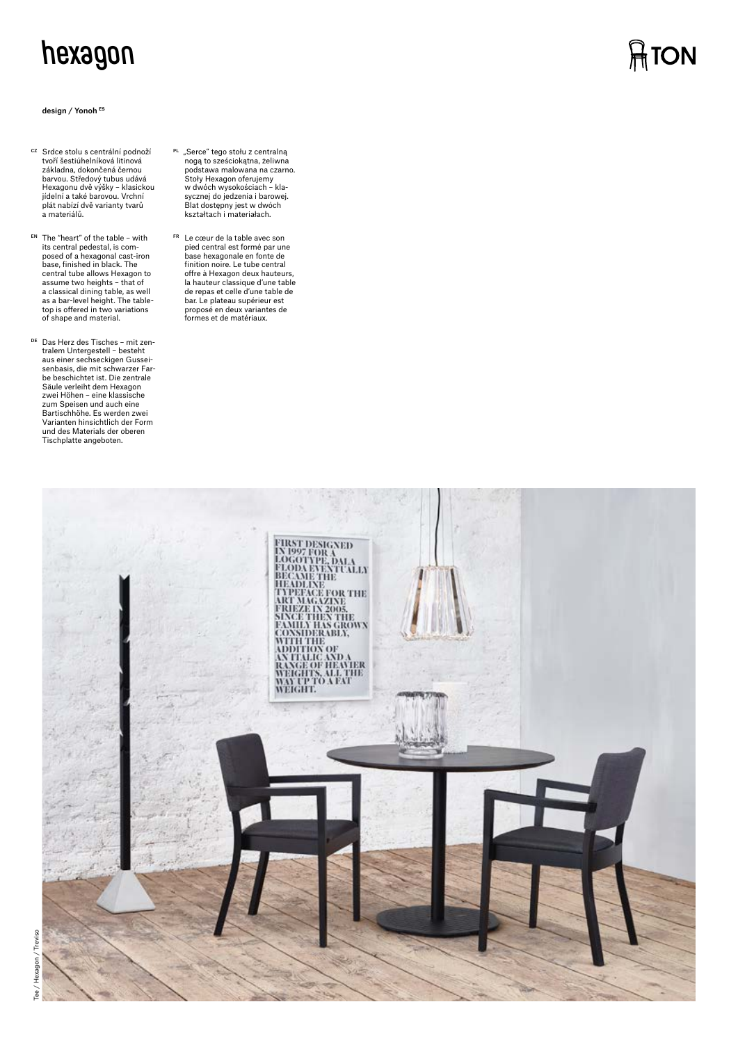# hexagon

TON

**design / Yonoh** ES

CZ Srdce stolu s centrální podnoží tvoří šestiúhelníková litinová základna, dokončená černou barvou. Středový tubus udává Hexagonu dvě výšky – klasickou jídelní a také barovou. Vrchní plát nabízí dvě varianty tvarů a materiálů.

EN The "heart" of the table – with its central pedestal, is composed of a hexagonal cast-iron base, finished in black. The central tube allows Hexagon to assume two heights – that of a classical dining table, as well as a bar-level height. The tabletop is offered in two variations of shape and material.

DE Das Herz des Tisches – mit zentralem Untergestell – besteht aus einer sechseckigen Gusseisenbasis, die mit schwarzer Farbe beschichtet ist. Die zentrale Säule verleiht dem Hexagon zwei Höhen – eine klassische zum Speisen und auch eine Bartischhöhe. Es werden zwei Varianten hinsichtlich der Form und des Materials der oberen Tischplatte angeboten.

PL „Serce" tego stołu z centralną nogą to sześciokątna, żeliwna podstawa malowana na czarno. Stoły Hexagon oferujemy w dwóch wysokościach – klasycznej do jedzenia i barowej. Blat dostępny jest w dwóch kształtach i materiałach.

FR Le cœur de la table avec son pied central est formé par une base hexagonale en fonte de finition noire. Le tube central offre à Hexagon deux hauteurs, la hauteur classique d'une table de repas et celle d'une table de bar. Le plateau supérieur est proposé en deux variantes de formes et de matériaux.

Tee / Hexagon / Treviso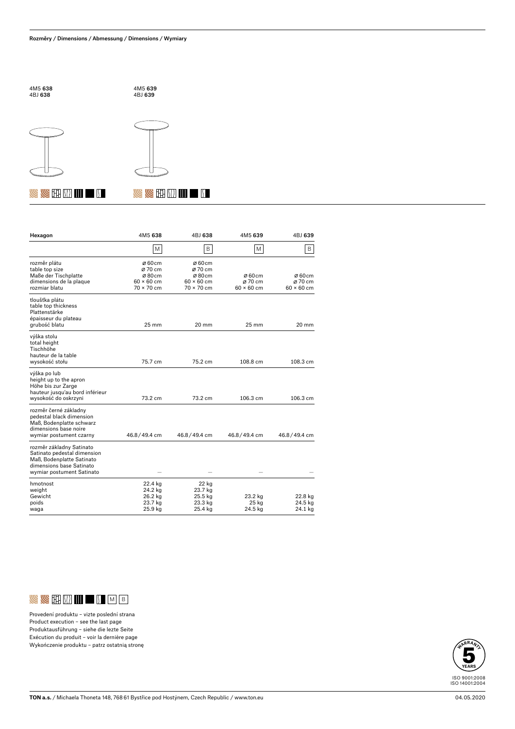**Rozměry / Dimensions / Abmessung / Dimensions / Wymiary**

4M5 **638**
4BJ **638**

4M5 **639**
4BJ **639**

| Hexagon | 4M5 **638** | 4BJ **638** | 4M5 **639** | 4BJ **639** |
|---|---|---|---|---|
| | M | B | M | B |
| rozměr plátu<br>table top size<br>Maße der Tischplatte<br>dimensions de la plaque<br>rozmiar blatu | ⌀ 60 cm<br>⌀ 70 cm<br>⌀ 80 cm<br>60 × 60 cm<br>70 × 70 cm | ⌀ 60 cm<br>⌀ 70 cm<br>⌀ 80 cm<br>60 × 60 cm<br>70 × 70 cm | ⌀ 60 cm<br>⌀ 70 cm<br>60 × 60 cm | ⌀ 60 cm<br>⌀ 70 cm<br>60 × 60 cm |
| tloušťka plátu<br>table top thickness<br>Plattenstärke<br>épaisseur du plateau<br>grubość blatu | 25 mm | 20 mm | 25 mm | 20 mm |
| výška stolu<br>total height<br>Tischhöhe<br>hauteur de la table<br>wysokość stołu | 75.7 cm | 75.2 cm | 108.8 cm | 108.3 cm |
| výška po lub<br>height up to the apron<br>Höhe bis zur Zarge<br>hauteur jusqu'au bord inférieur<br>wysokość do oskrzyni | 73.2 cm | 73.2 cm | 106.3 cm | 106.3 cm |
| rozměr černé základny<br>pedestal black dimension<br>Maß, Bodenplatte schwarz<br>dimensions base noire<br>wymiar postument czarny | 46.8 / 49.4 cm | 46.8 / 49.4 cm | 46.8 / 49.4 cm | 46.8 / 49.4 cm |
| rozměr základny Satinato<br>Satinato pedestal dimension<br>Maß, Bodenplatte Satinato<br>dimensions base Satinato<br>wymiar postument Satinato | – | – | – | – |
| hmotnost<br>weight<br>Gewicht<br>poids<br>waga | 22.4 kg<br>24.2 kg<br>26.2 kg<br>23.7 kg<br>25.9 kg | 22 kg<br>23.7 kg<br>25.5 kg<br>23.3 kg<br>25.4 kg | 23.2 kg<br>25 kg<br>24.5 kg | 22.8 kg<br>24.5 kg<br>24.1 kg |

M B

Provedení produktu – vizte poslední strana
Product execution – see the last page
Produktausführung – siehe die lezte Seite
Exécution du produit – voir la dernière page
Wykończenie produktu – patrz ostatnią stronę

WARRANTY 5 YEARS

ISO 9001:2008
ISO 14001:2004

**TON a.s.** / Michaela Thoneta 148, 768 61 Bystřice pod Hostýnem, Czech Republic / www.ton.eu

04.05.2020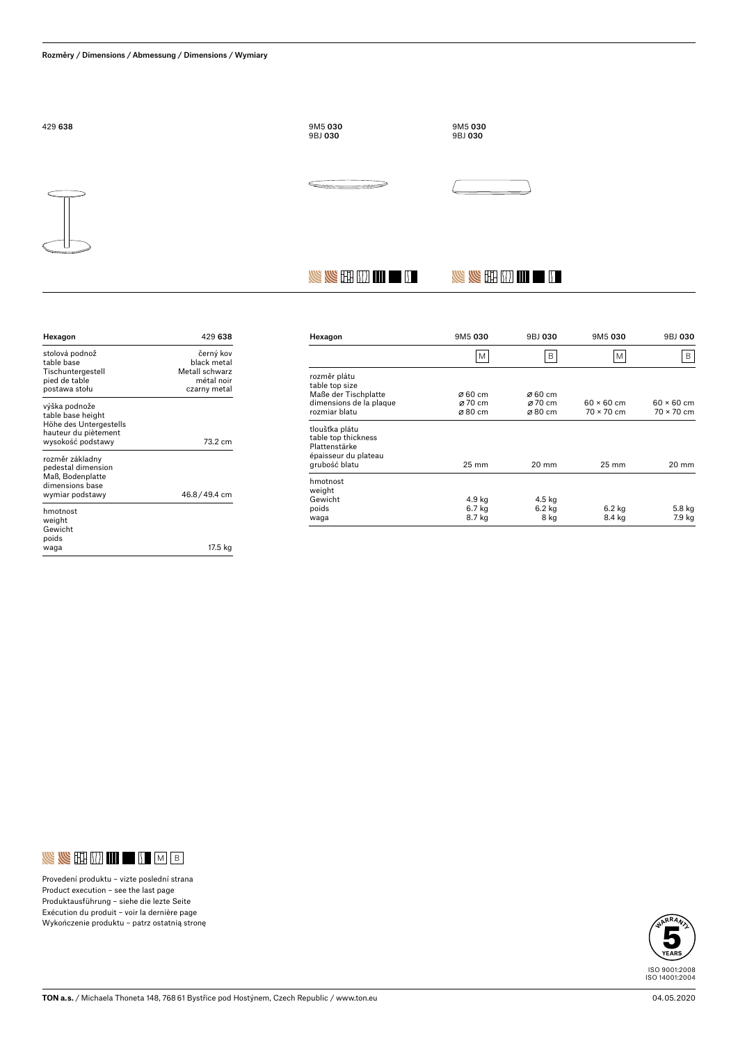**Rozměry / Dimensions / Abmessung / Dimensions / Wymiary**

429 **638**

9M5 **030**
9BJ **030**

9M5 **030**
9BJ **030**

| Hexagon | 429 **638** |
|---|---|
| stolová podnož<br>table base<br>Tischuntergestell<br>pied de table<br>postawa stołu | černý kov<br>black metal<br>Metall schwarz<br>métal noir<br>czarny metal |
| výška podnože<br>table base height<br>Höhe des Untergestells<br>hauteur du piètement<br>wysokość podstawy | 73.2 cm |
| rozměr základny<br>pedestal dimension<br>Maß, Bodenplatte<br>dimensions base<br>wymiar podstawy | 46.8 / 49.4 cm |
| hmotnost<br>weight<br>Gewicht<br>poids<br>waga | 17.5 kg |

| Hexagon | 9M5 **030** | 9BJ **030** | 9M5 **030** | 9BJ **030** |
|---|---|---|---|---|
| | M | B | M | B |
| rozměr plátu<br>table top size<br>Maße der Tischplatte<br>dimensions de la plaque<br>rozmiar blatu | ⌀ 60 cm<br>⌀ 70 cm<br>⌀ 80 cm | ⌀ 60 cm<br>⌀ 70 cm<br>⌀ 80 cm | 60 × 60 cm<br>70 × 70 cm | 60 × 60 cm<br>70 × 70 cm |
| tloušťka plátu<br>table top thickness<br>Plattenstärke<br>épaisseur du plateau<br>grubość blatu | 25 mm | 20 mm | 25 mm | 20 mm |
| hmotnost<br>weight<br>Gewicht<br>poids<br>waga | 4.9 kg<br>6.7 kg<br>8.7 kg | 4.5 kg<br>6.2 kg<br>8 kg | 6.2 kg<br>8.4 kg | 5.8 kg<br>7.9 kg |

M B

Provedení produktu – vizte poslední strana
Product execution – see the last page
Produktausführung – siehe die lezte Seite
Exécution du produit – voir la dernière page
Wykończenie produktu – patrz ostatnią stronę

WARRANTY 5 YEARS

ISO 9001:2008
ISO 14001:2004

**TON a.s.** / Michaela Thoneta 148, 768 61 Bystřice pod Hostýnem, Czech Republic / www.ton.eu

04.05.2020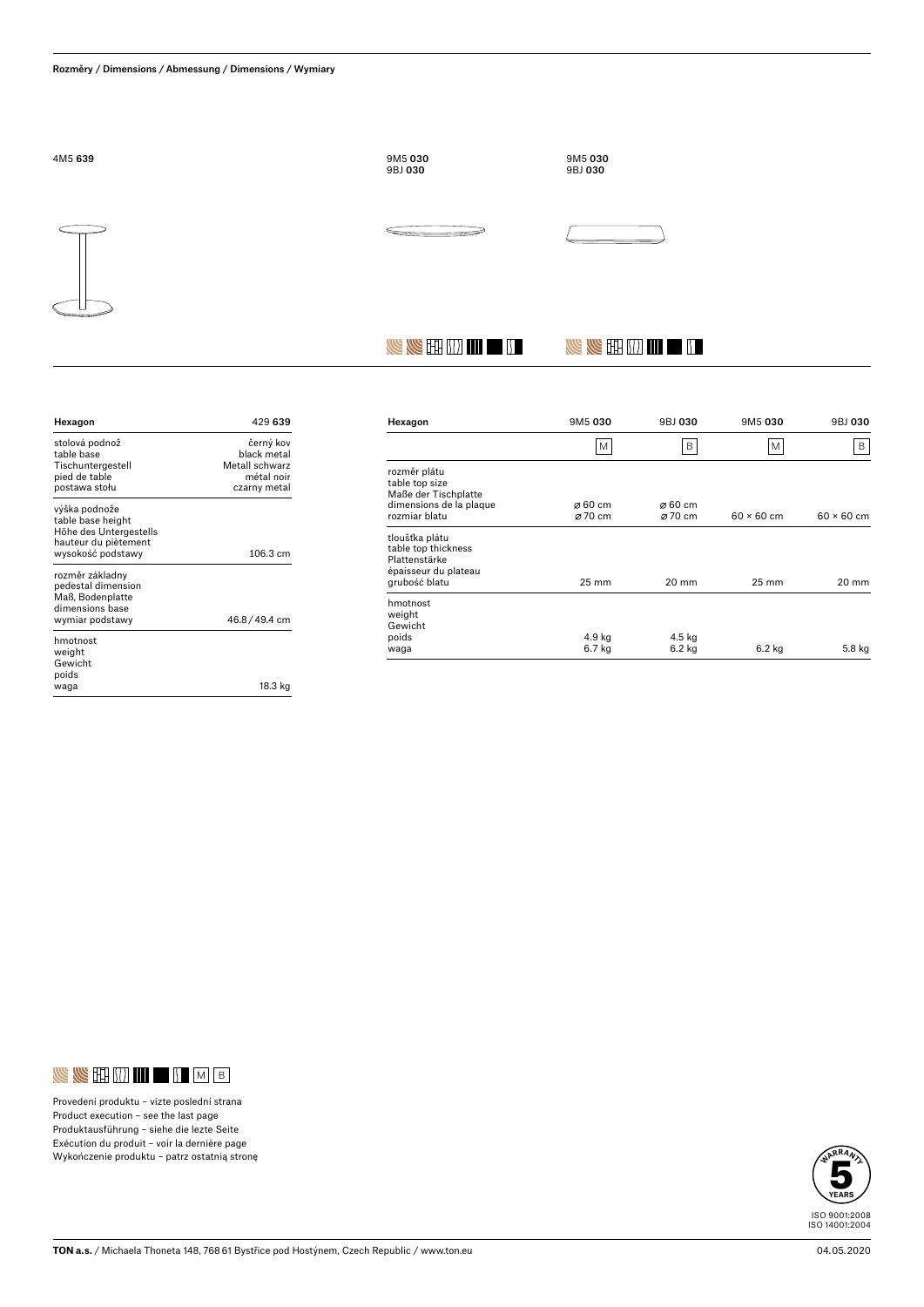Rozměry / Dimensions / Abmessung / Dimensions / Wymiary

4M5 **639**

9M5 **030**
9BJ **030**

9M5 **030**
9BJ **030**

| Hexagon | 429 **639** |
|---|---|
| stolová podnož<br>table base<br>Tischuntergestell<br>pied de table<br>postawa stołu | černý kov<br>black metal<br>Metall schwarz<br>métal noir<br>czarny metal |
| výška podnože<br>table base height<br>Höhe des Untergestells<br>hauteur du piètement<br>wysokość podstawy | 106.3 cm |
| rozměr základny<br>pedestal dimension<br>Maß, Bodenplatte<br>dimensions base<br>wymiar podstawy | 46.8 / 49.4 cm |
| hmotnost<br>weight<br>Gewicht<br>poids<br>waga | 18.3 kg |

| Hexagon | 9M5 **030** | 9BJ **030** | 9M5 **030** | 9BJ **030** |
|---|---|---|---|---|
| | M | B | M | B |
| rozměr plátu<br>table top size<br>Maße der Tischplatte<br>dimensions de la plaque<br>rozmiar blatu | ⌀ 60 cm<br>⌀ 70 cm | ⌀ 60 cm<br>⌀ 70 cm | 60 × 60 cm | 60 × 60 cm |
| tloušťka plátu<br>table top thickness<br>Plattenstärke<br>épaisseur du plateau<br>grubość blatu | 25 mm | 20 mm | 25 mm | 20 mm |
| hmotnost<br>weight<br>Gewicht<br>poids<br>waga | 4.9 kg<br>6.7 kg | 4.5 kg<br>6.2 kg | 6.2 kg | 5.8 kg |

M B

Provedení produktu – vizte poslední strana
Product execution – see the last page
Produktausführung – siehe die lezte Seite
Exécution du produit – voir la dernière page
Wykończenie produktu – patrz ostatnią stronę

WARRANTY 5 YEARS

ISO 9001:2008
ISO 14001:2004

**TON a.s.** / Michaela Thoneta 148, 768 61 Bystřice pod Hostýnem, Czech Republic / www.ton.eu

04.05.2020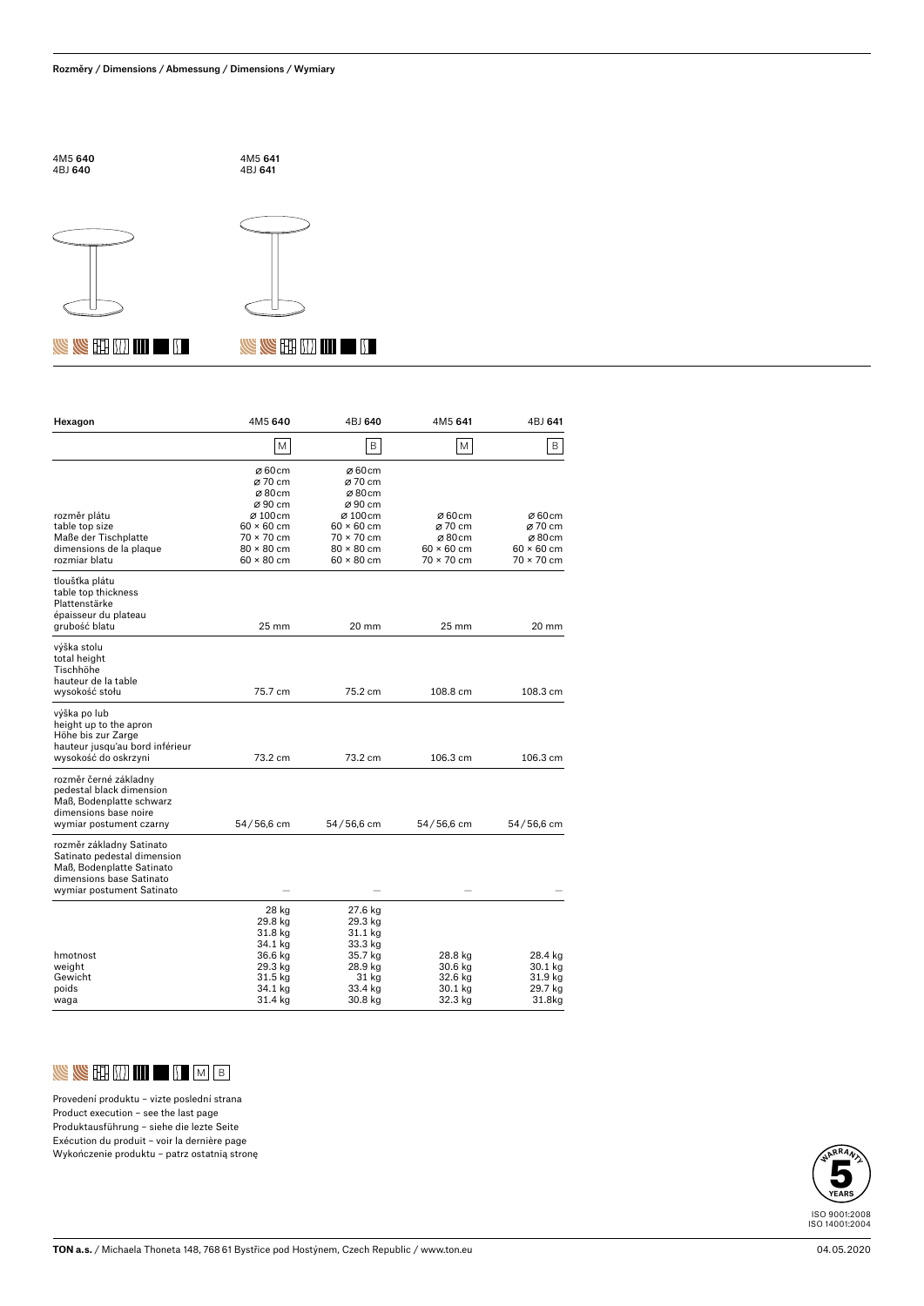**Rozměry / Dimensions / Abmessung / Dimensions / Wymiary**

4M5 **640**
4BJ **640**

4M5 **641**
4BJ **641**

| Hexagon | 4M5 **640** | 4BJ **640** | 4M5 **641** | 4BJ **641** |
|---|---|---|---|---|
| | M | B | M | B |
| rozměr plátu<br>table top size<br>Maße der Tischplatte<br>dimensions de la plaque<br>rozmiar blatu | ø 60 cm<br>ø 70 cm<br>ø 80 cm<br>ø 90 cm<br>ø 100 cm<br>60 × 60 cm<br>70 × 70 cm<br>80 × 80 cm<br>60 × 80 cm | ø 60 cm<br>ø 70 cm<br>ø 80 cm<br>ø 90 cm<br>ø 100 cm<br>60 × 60 cm<br>70 × 70 cm<br>80 × 80 cm<br>60 × 80 cm | ø 60 cm<br>ø 70 cm<br>ø 80 cm<br>60 × 60 cm<br>70 × 70 cm | ø 60 cm<br>ø 70 cm<br>ø 80 cm<br>60 × 60 cm<br>70 × 70 cm |
| tloušťka plátu<br>table top thickness<br>Plattenstärke<br>épaisseur du plateau<br>grubość blatu | 25 mm | 20 mm | 25 mm | 20 mm |
| výška stolu<br>total height<br>Tischhöhe<br>hauteur de la table<br>wysokość stołu | 75.7 cm | 75.2 cm | 108.8 cm | 108.3 cm |
| výška po lub<br>height up to the apron<br>Höhe bis zur Zarge<br>hauteur jusqu'au bord inférieur<br>wysokość do oskrzyni | 73.2 cm | 73.2 cm | 106.3 cm | 106.3 cm |
| rozměr černé základny<br>pedestal black dimension<br>Maß, Bodenplatte schwarz<br>dimensions base noire<br>wymiar postument czarny | 54 / 56,6 cm | 54 / 56,6 cm | 54 / 56,6 cm | 54 / 56,6 cm |
| rozměr základny Satinato<br>Satinato pedestal dimension<br>Maß, Bodenplatte Satinato<br>dimensions base Satinato<br>wymiar postument Satinato | – | – | – | – |
| hmotnost<br>weight<br>Gewicht<br>poids<br>waga | 28 kg<br>29.8 kg<br>31.8 kg<br>34.1 kg<br>36.6 kg<br>29.3 kg<br>31.5 kg<br>34.1 kg<br>31.4 kg | 27.6 kg<br>29.3 kg<br>31.1 kg<br>33.3 kg<br>35.7 kg<br>28.9 kg<br>31 kg<br>33.4 kg<br>30.8 kg | 28.8 kg<br>30.6 kg<br>32.6 kg<br>30.1 kg<br>32.3 kg | 28.4 kg<br>30.1 kg<br>31.9 kg<br>29.7 kg<br>31.8kg |

M B

Provedení produktu – vizte poslední strana
Product execution – see the last page
Produktausführung – siehe die lezte Seite
Exécution du produit – voir la dernière page
Wykończenie produktu – patrz ostatnią stronę

WARRANTY 5 YEARS

ISO 9001:2008
ISO 14001:2004

**TON a.s.** / Michaela Thoneta 148, 768 61 Bystřice pod Hostýnem, Czech Republic / www.ton.eu

04.05.2020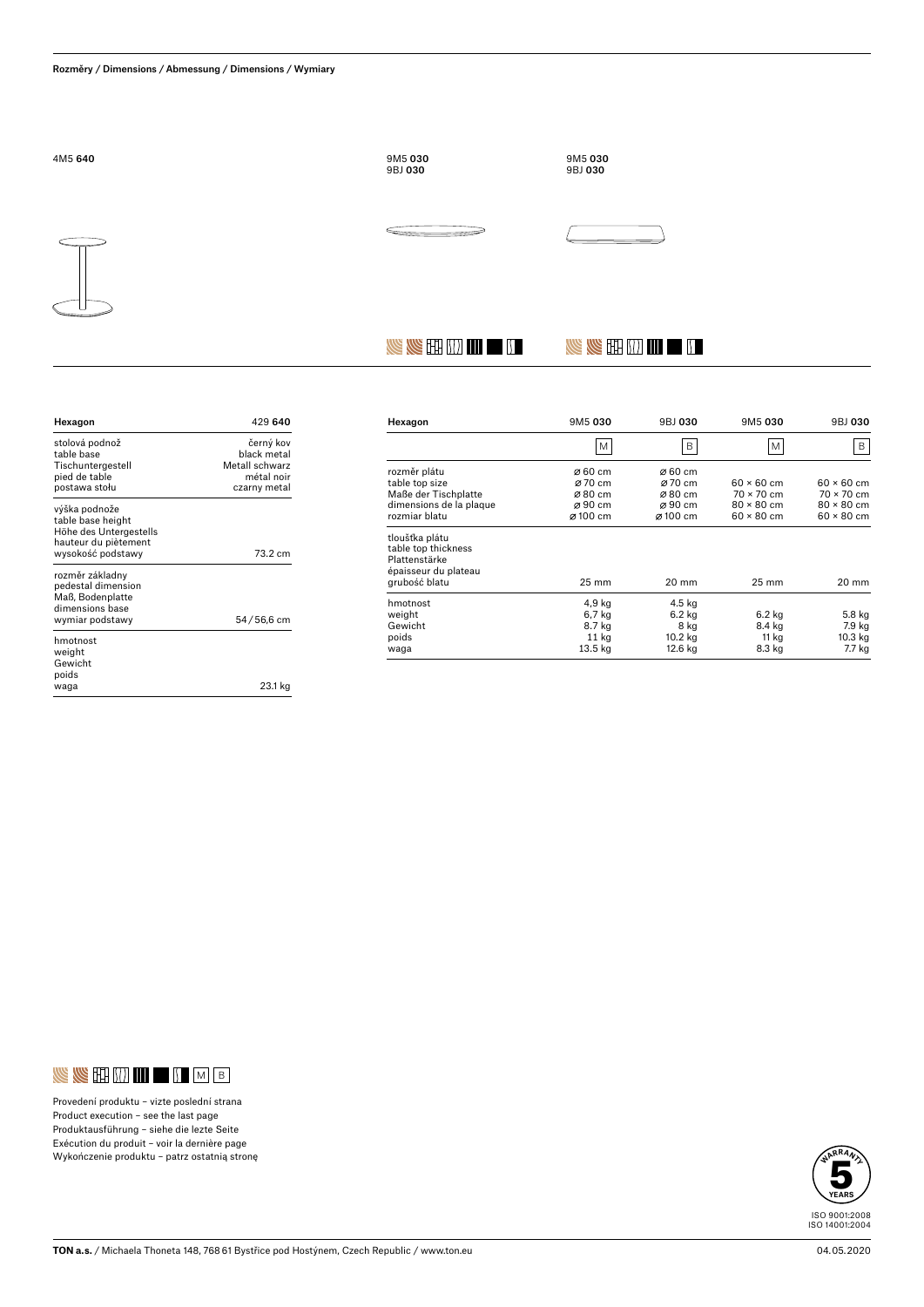Rozměry / Dimensions / Abmessung / Dimensions / Wymiary

4M5 **640**

9M5 **030**
9BJ **030**

9M5 **030**
9BJ **030**

| Hexagon | 429 **640** |
|---|---|
| stolová podnož<br>table base<br>Tischuntergestell<br>pied de table<br>postawa stołu | černý kov<br>black metal<br>Metall schwarz<br>métal noir<br>czarny metal |
| výška podnože<br>table base height<br>Höhe des Untergestells<br>hauteur du piètement<br>wysokość podstawy | 73.2 cm |
| rozměr základny<br>pedestal dimension<br>Maß, Bodenplatte<br>dimensions base<br>wymiar podstawy | 54 / 56,6 cm |
| hmotnost<br>weight<br>Gewicht<br>poids<br>waga | 23.1 kg |

| Hexagon | 9M5 **030** | 9BJ **030** | 9M5 **030** | 9BJ **030** |
|---|---|---|---|---|
| | M | B | M | B |
| rozměr plátu<br>table top size<br>Maße der Tischplatte<br>dimensions de la plaque<br>rozmiar blatu | ⌀ 60 cm<br>⌀ 70 cm<br>⌀ 80 cm<br>⌀ 90 cm<br>⌀ 100 cm | ⌀ 60 cm<br>⌀ 70 cm<br>⌀ 80 cm<br>⌀ 90 cm<br>⌀ 100 cm | 60 × 60 cm<br>70 × 70 cm<br>80 × 80 cm<br>60 × 80 cm | 60 × 60 cm<br>70 × 70 cm<br>80 × 80 cm<br>60 × 80 cm |
| tloušťka plátu<br>table top thickness<br>Plattenstärke<br>épaisseur du plateau<br>grubość blatu | 25 mm | 20 mm | 25 mm | 20 mm |
| hmotnost<br>weight<br>Gewicht<br>poids<br>waga | 4,9 kg<br>6,7 kg<br>8.7 kg<br>11 kg<br>13.5 kg | 4.5 kg<br>6.2 kg<br>8 kg<br>10.2 kg<br>12.6 kg | 6.2 kg<br>8.4 kg<br>11 kg<br>8.3 kg | 5.8 kg<br>7.9 kg<br>10.3 kg<br>7.7 kg |

M B

Provedení produktu – vizte poslední strana
Product execution – see the last page
Produktausführung – siehe die lezte Seite
Exécution du produit – voir la dernière page
Wykończenie produktu – patrz ostatnią stronę

WARRANTY 5 YEARS

ISO 9001:2008
ISO 14001:2004

**TON a.s.** / Michaela Thoneta 148, 768 61 Bystřice pod Hostýnem, Czech Republic / www.ton.eu

04.05.2020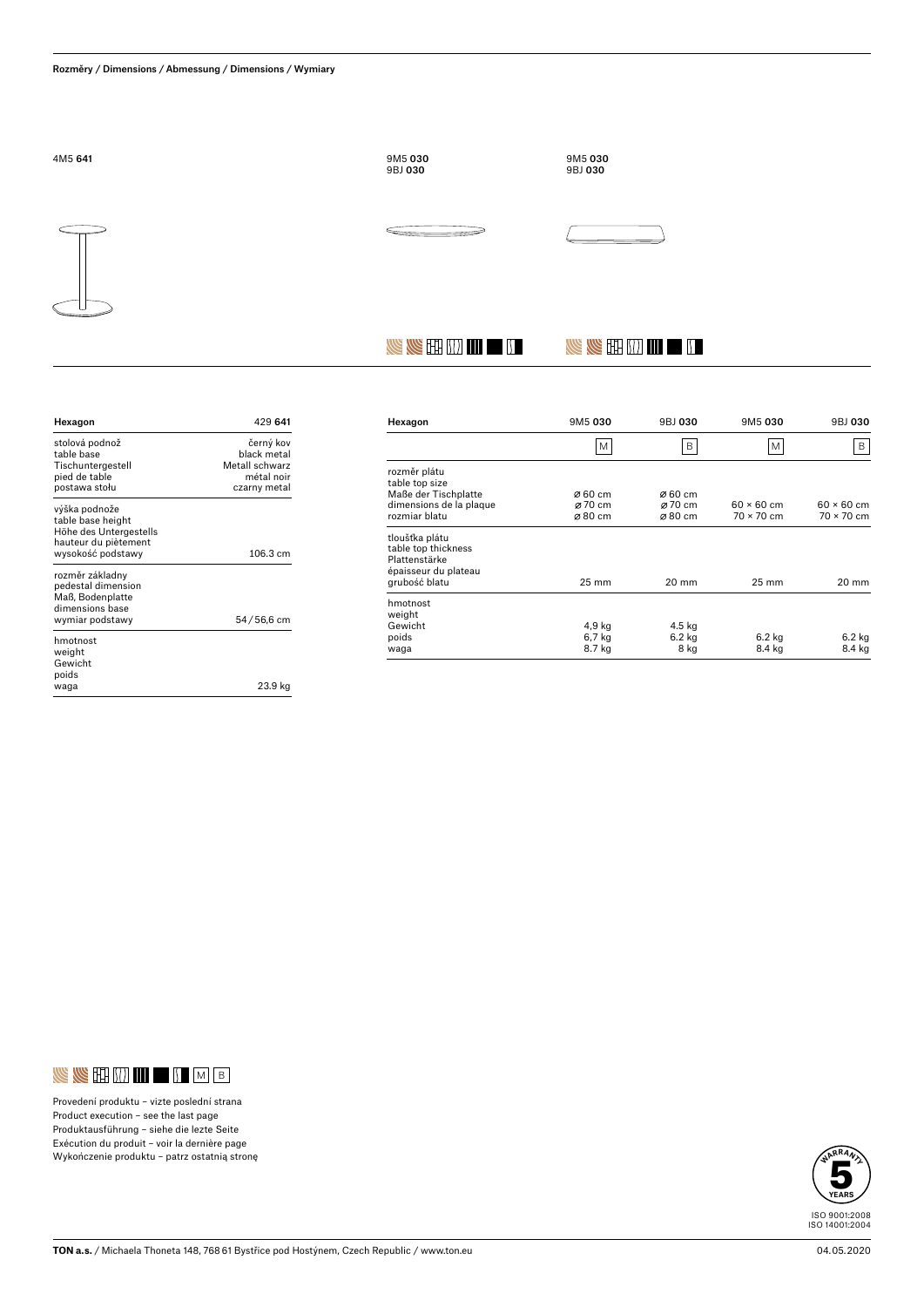## Rozměry / Dimensions / Abmessung / Dimensions / Wymiary

4M5 **641**

9M5 **030**
9BJ **030**

9M5 **030**
9BJ **030**

| Hexagon | 429 **641** |
|---|---|
| stolová podnož<br>table base<br>Tischuntergestell<br>pied de table<br>postawa stołu | černý kov<br>black metal<br>Metall schwarz<br>métal noir<br>czarny metal |
| výška podnože<br>table base height<br>Höhe des Untergestells<br>hauteur du piètement<br>wysokość podstawy | 106.3 cm |
| rozměr základny<br>pedestal dimension<br>Maß, Bodenplatte<br>dimensions base<br>wymiar podstawy | 54 / 56,6 cm |
| hmotnost<br>weight<br>Gewicht<br>poids<br>waga | 23.9 kg |

| Hexagon | 9M5 **030** | 9BJ **030** | 9M5 **030** | 9BJ **030** |
|---|---|---|---|---|
| | M | B | M | B |
| rozměr plátu<br>table top size<br>Maße der Tischplatte<br>dimensions de la plaque<br>rozmiar blatu | ø 60 cm<br>ø 70 cm<br>ø 80 cm | ø 60 cm<br>ø 70 cm<br>ø 80 cm | 60 × 60 cm<br>70 × 70 cm | 60 × 60 cm<br>70 × 70 cm |
| tloušťka plátu<br>table top thickness<br>Plattenstärke<br>épaisseur du plateau<br>grubość blatu | 25 mm | 20 mm | 25 mm | 20 mm |
| hmotnost<br>weight<br>Gewicht<br>poids<br>waga | 4,9 kg<br>6,7 kg<br>8.7 kg | 4.5 kg<br>6.2 kg<br>8 kg | 6.2 kg<br>8.4 kg | 6.2 kg<br>8.4 kg |

M B

Provedení produktu – vizte poslední strana
Product execution – see the last page
Produktausführung – siehe die lezte Seite
Exécution du produit – voir la dernière page
Wykończenie produktu – patrz ostatnią stronę

WARRANTY 5 YEARS

ISO 9001:2008
ISO 14001:2004

**TON a.s.** / Michaela Thoneta 148, 768 61 Bystřice pod Hostýnem, Czech Republic / www.ton.eu

04.05.2020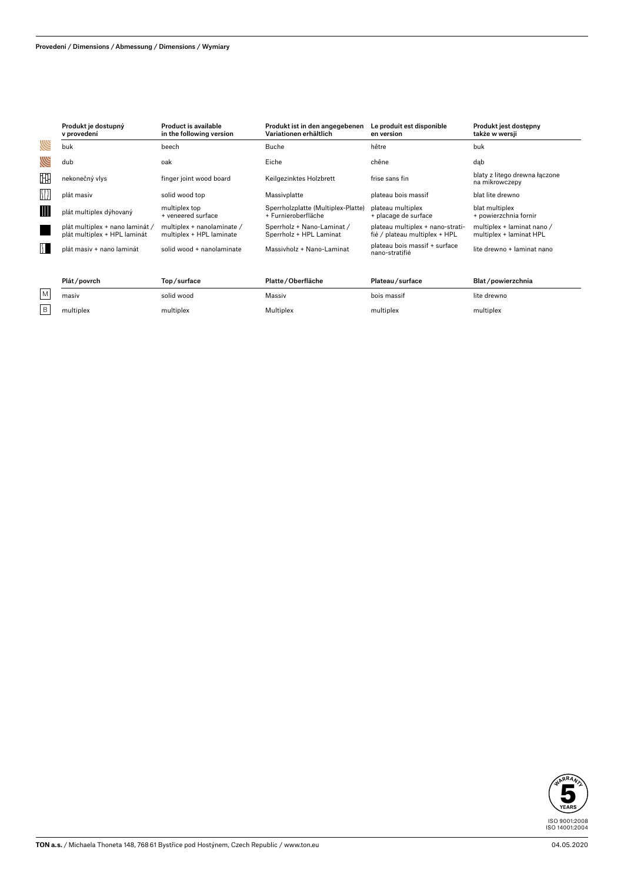Provedení / Dimensions / Abmessung / Dimensions / Wymiary

| | Produkt je dostupný v provedení | Product is available in the following version | Produkt ist in den angegebenen Variationen erhältlich | Le produit est disponible en version | Produkt jest dostępny także w wersji |
|---|---|---|---|---|---|
| | buk | beech | Buche | hêtre | buk |
| | dub | oak | Eiche | chêne | dąb |
| | nekonečný vlys | finger joint wood board | Keilgezinktes Holzbrett | frise sans fin | blaty z litego drewna łączone na mikrowczepy |
| | plát masiv | solid wood top | Massivplatte | plateau bois massif | blat lite drewno |
| | plát multiplex dýhovaný | multiplex top + veneered surface | Sperrholzplatte (Multiplex-Platte) + Furnieroberfläche | plateau multiplex + placage de surface | blat multiplex + powierzchnia fornir |
| | plát multiplex + nano laminát / plát multiplex + HPL laminát | multiplex + nanolaminate / multiplex + HPL laminate | Sperrholz + Nano-Laminat / Sperrholz + HPL Laminat | plateau multiplex + nano-stratifié / plateau multiplex + HPL | multiplex + laminat nano / multiplex + laminat HPL |
| | plát masiv + nano laminát | solid wood + nanolaminate | Massivholz + Nano-Laminat | plateau bois massif + surface nano-stratifié | lite drewno + laminat nano |

| | Plát / povrch | Top / surface | Platte / Oberfläche | Plateau / surface | Blat / powierzchnia |
|---|---|---|---|---|---|
| M | masiv | solid wood | Massiv | bois massif | lite drewno |
| B | multiplex | multiplex | Multiplex | multiplex | multiplex |

WARRANTY 5 YEARS

ISO 9001:2008
ISO 14001:2004

**TON a.s.** / Michaela Thoneta 148, 768 61 Bystřice pod Hostýnem, Czech Republic / www.ton.eu

04.05.2020